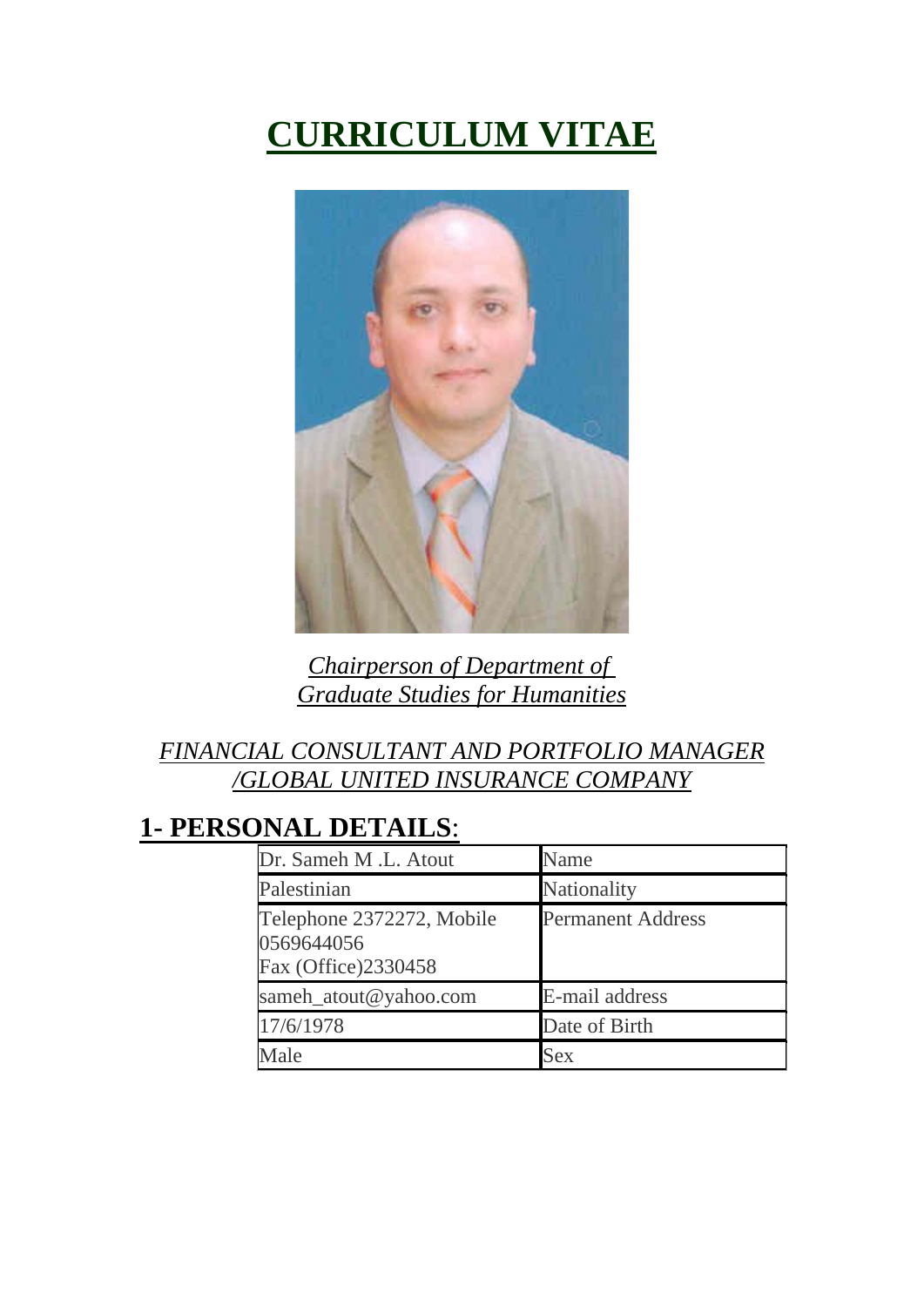# CURRICULUM VITAE

*Chairperson of Department of Graduate Studies for Humanities*

*FINANCIAL CONSULTANT AND PORTFOLIO MANAGER /GLOBAL UNITED INSURANCE COMPANY*

## 1- PERSONAL DETAILS:

| | |
|---|---|
| Dr. Sameh M .L. Atout | Name |
| Palestinian | Nationality |
| Telephone 2372272, Mobile 0569644056<br>Fax (Office)2330458 | Permanent Address |
| sameh_atout@yahoo.com | E-mail address |
| 17/6/1978 | Date of Birth |
| Male | Sex |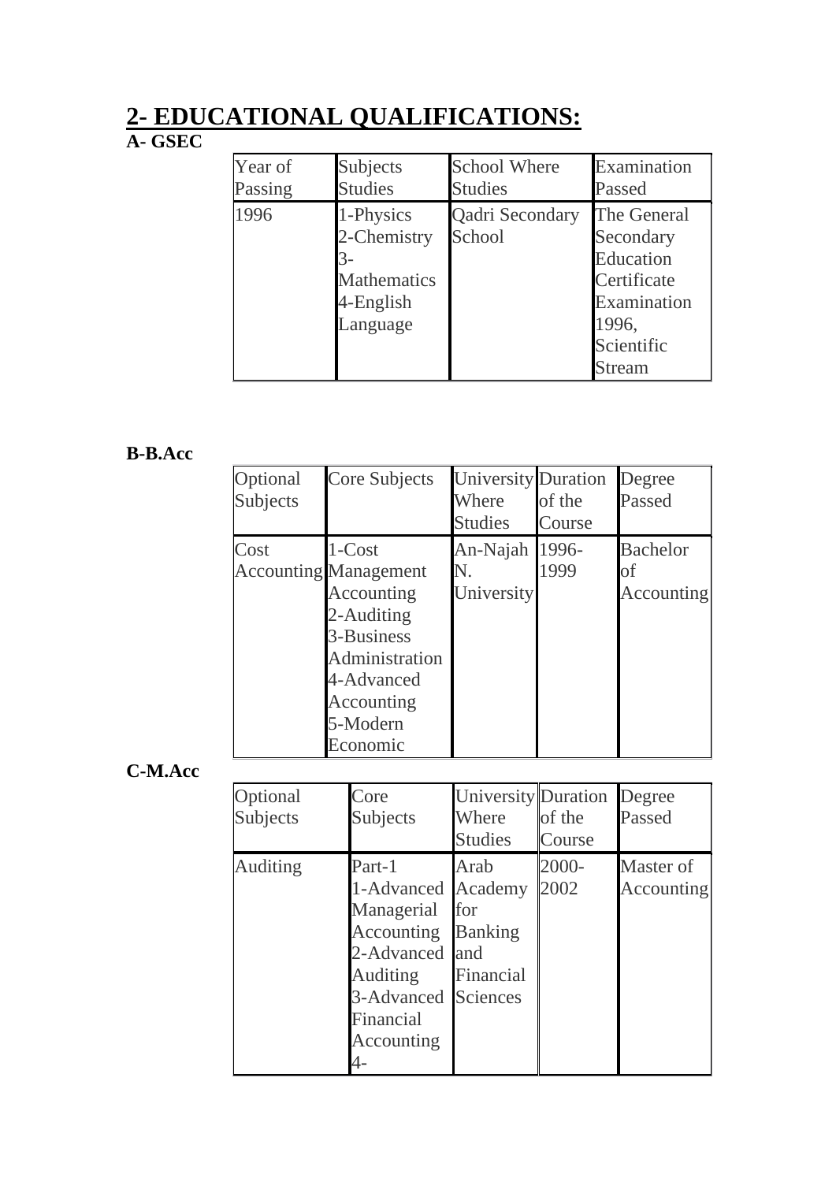## 2- EDUCATIONAL QUALIFICATIONS:

**A- GSEC**

| Year of Passing | Subjects Studies | School Where Studies | Examination Passed |
|---|---|---|---|
| 1996 | 1-Physics 2-Chemistry 3-Mathematics 4-English Language | Qadri Secondary School | The General Secondary Education Certificate Examination 1996, Scientific Stream |

**B-B.Acc**

| Optional Subjects | Core Subjects | University Where Studies | Duration of the Course | Degree Passed |
|---|---|---|---|---|
| Cost Accounting | 1-Cost Management Accounting 2-Auditing 3-Business Administration 4-Advanced Accounting 5-Modern Economic | An-Najah N. University | 1996-1999 | Bachelor of Accounting |

**C-M.Acc**

| Optional Subjects | Core Subjects | University Where Studies | Duration of the Course | Degree Passed |
|---|---|---|---|---|
| Auditing | Part-1 1-Advanced Managerial Accounting 2-Advanced Auditing 3-Advanced Financial Accounting 4- | Arab Academy for Banking and Financial Sciences | 2000-2002 | Master of Accounting |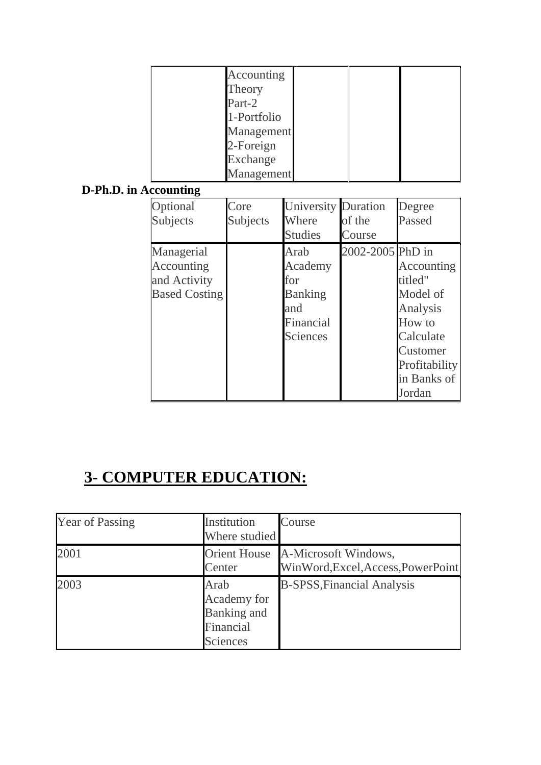| | Accounting Theory Part-2 1-Portfolio Management 2-Foreign Exchange Management | | | |
|---|---|---|---|---|

**D-Ph.D. in Accounting**

| Optional Subjects | Core Subjects | University Where Studies | Duration of the Course | Degree Passed |
|---|---|---|---|---|
| Managerial Accounting and Activity Based Costing | | Arab Academy for Banking and Financial Sciences | 2002-2005 | PhD in Accounting titled" Model of Analysis How to Calculate Customer Profitability in Banks of Jordan |

## 3- COMPUTER EDUCATION:

| Year of Passing | Institution Where studied | Course |
|---|---|---|
| 2001 | Orient House Center | A-Microsoft Windows, WinWord,Excel,Access,PowerPoint |
| 2003 | Arab Academy for Banking and Financial Sciences | B-SPSS,Financial Analysis |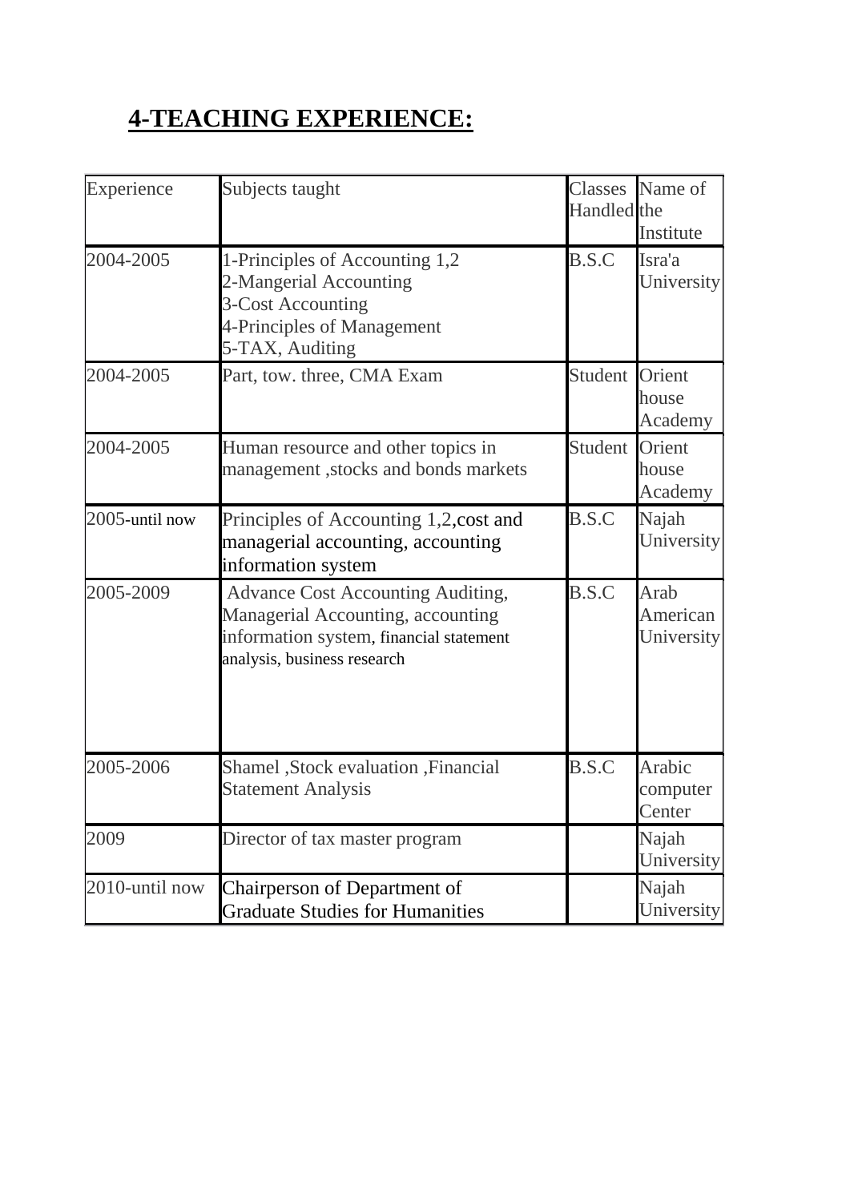## 4-TEACHING EXPERIENCE:

| Experience | Subjects taught | Classes Handled | Name of the Institute |
|---|---|---|---|
| 2004-2005 | 1-Principles of Accounting 1,2<br>2-Mangerial Accounting<br>3-Cost Accounting<br>4-Principles of Management<br>5-TAX, Auditing | B.S.C | Isra'a University |
| 2004-2005 | Part, tow. three, CMA Exam | Student | Orient house Academy |
| 2004-2005 | Human resource and other topics in management ,stocks and bonds markets | Student | Orient house Academy |
| 2005-until now | Principles of Accounting 1,2,cost and managerial accounting, accounting information system | B.S.C | Najah University |
| 2005-2009 | Advance Cost Accounting Auditing, Managerial Accounting, accounting information system, financial statement analysis, business research | B.S.C | Arab American University |
| 2005-2006 | Shamel ,Stock evaluation ,Financial Statement Analysis | B.S.C | Arabic computer Center |
| 2009 | Director of tax master program | | Najah University |
| 2010-until now | Chairperson of Department of Graduate Studies for Humanities | | Najah University |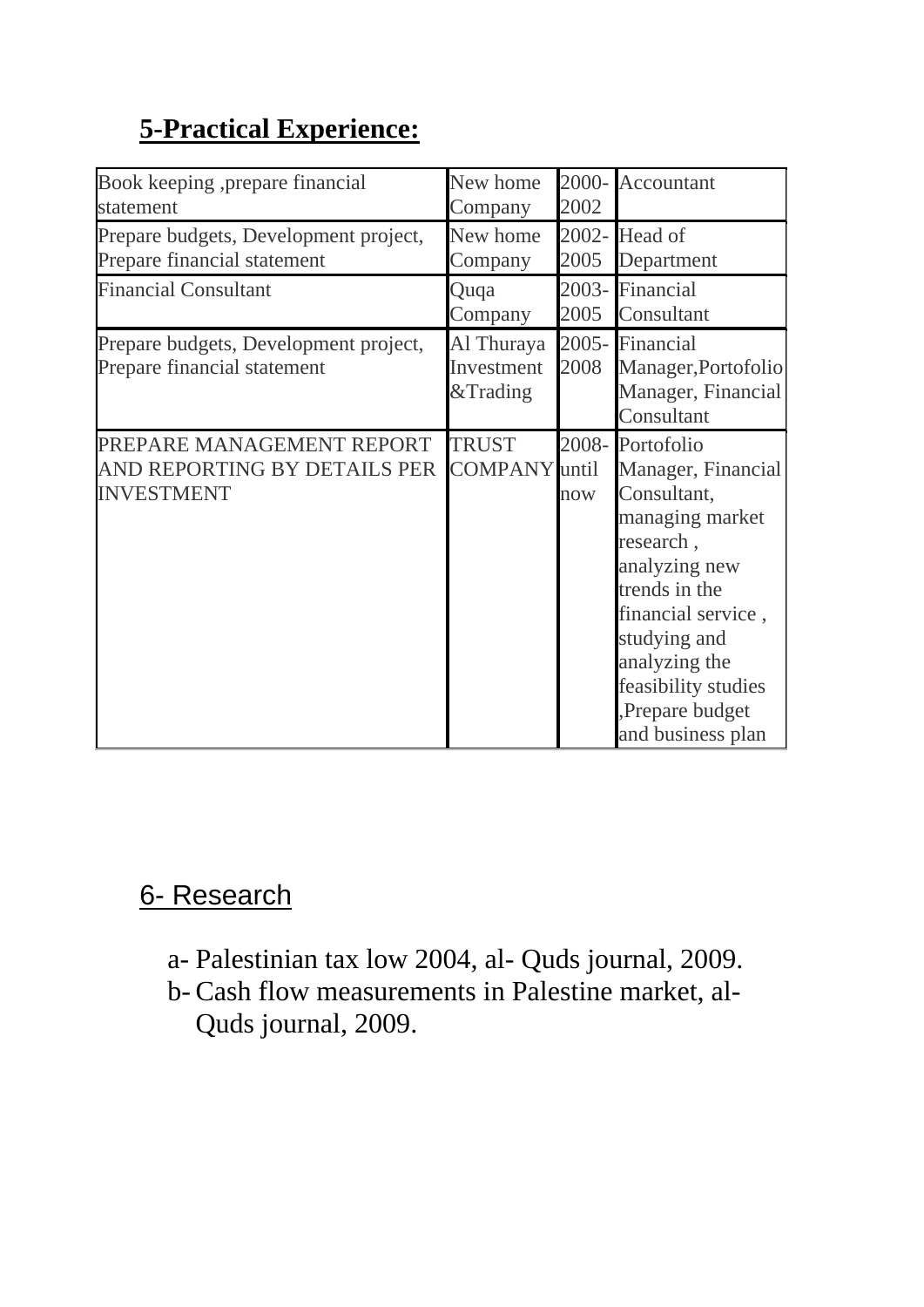## 5-Practical Experience:

| Book keeping ,prepare financial statement | New home Company | 2000-2002 | Accountant |
|---|---|---|---|
| Prepare budgets, Development project, Prepare financial statement | New home Company | 2002-2005 | Head of Department |
| Financial Consultant | Quqa Company | 2003-2005 | Financial Consultant |
| Prepare budgets, Development project, Prepare financial statement | Al Thuraya Investment &Trading | 2005-2008 | Financial Manager,Portofolio Manager, Financial Consultant |
| PREPARE MANAGEMENT REPORT AND REPORTING BY DETAILS PER INVESTMENT | TRUST COMPANY | 2008-until now | Portofolio Manager, Financial Consultant, managing market research , analyzing new trends in the financial service , studying and analyzing the feasibility studies ,Prepare budget and business plan |

## 6- Research

a- Palestinian tax low 2004, al- Quds journal, 2009.

b- Cash flow measurements in Palestine market, al- Quds journal, 2009.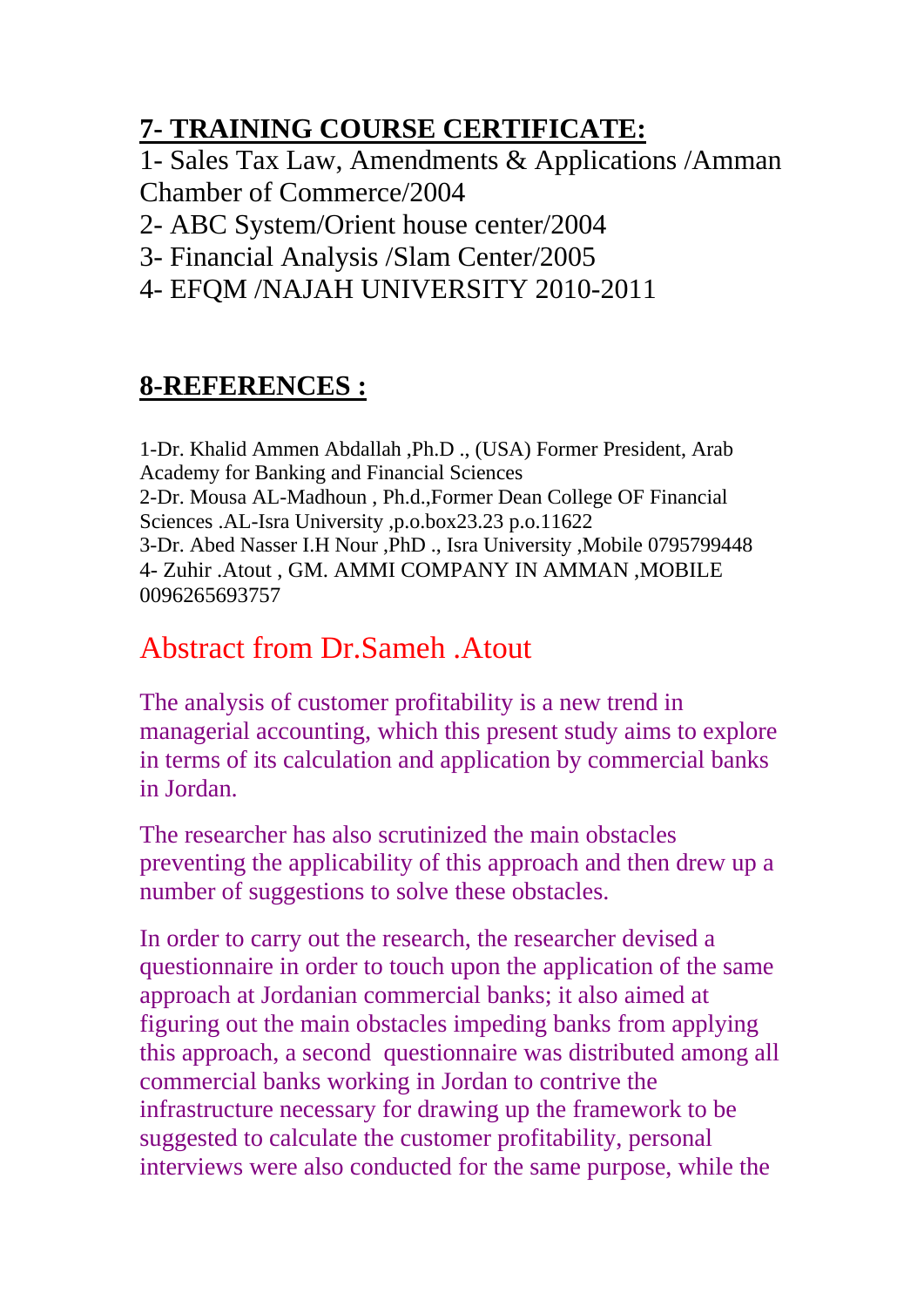## 7- TRAINING COURSE CERTIFICATE:

1- Sales Tax Law, Amendments & Applications /Amman Chamber of Commerce/2004
2- ABC System/Orient house center/2004
3- Financial Analysis /Slam Center/2005
4- EFQM /NAJAH UNIVERSITY 2010-2011

## 8-REFERENCES :

1-Dr. Khalid Ammen Abdallah ,Ph.D ., (USA) Former President, Arab Academy for Banking and Financial Sciences
2-Dr. Mousa AL-Madhoun , Ph.d.,Former Dean College OF Financial Sciences .AL-Isra University ,p.o.box23.23 p.o.11622
3-Dr. Abed Nasser I.H Nour ,PhD ., Isra University ,Mobile 0795799448
4- Zuhir .Atout , GM. AMMI COMPANY IN AMMAN ,MOBILE 0096265693757

## Abstract from Dr.Sameh .Atout

The analysis of customer profitability is a new trend in managerial accounting, which this present study aims to explore in terms of its calculation and application by commercial banks in Jordan.

The researcher has also scrutinized the main obstacles preventing the applicability of this approach and then drew up a number of suggestions to solve these obstacles.

In order to carry out the research, the researcher devised a questionnaire in order to touch upon the application of the same approach at Jordanian commercial banks; it also aimed at figuring out the main obstacles impeding banks from applying this approach, a second questionnaire was distributed among all commercial banks working in Jordan to contrive the infrastructure necessary for drawing up the framework to be suggested to calculate the customer profitability, personal interviews were also conducted for the same purpose, while the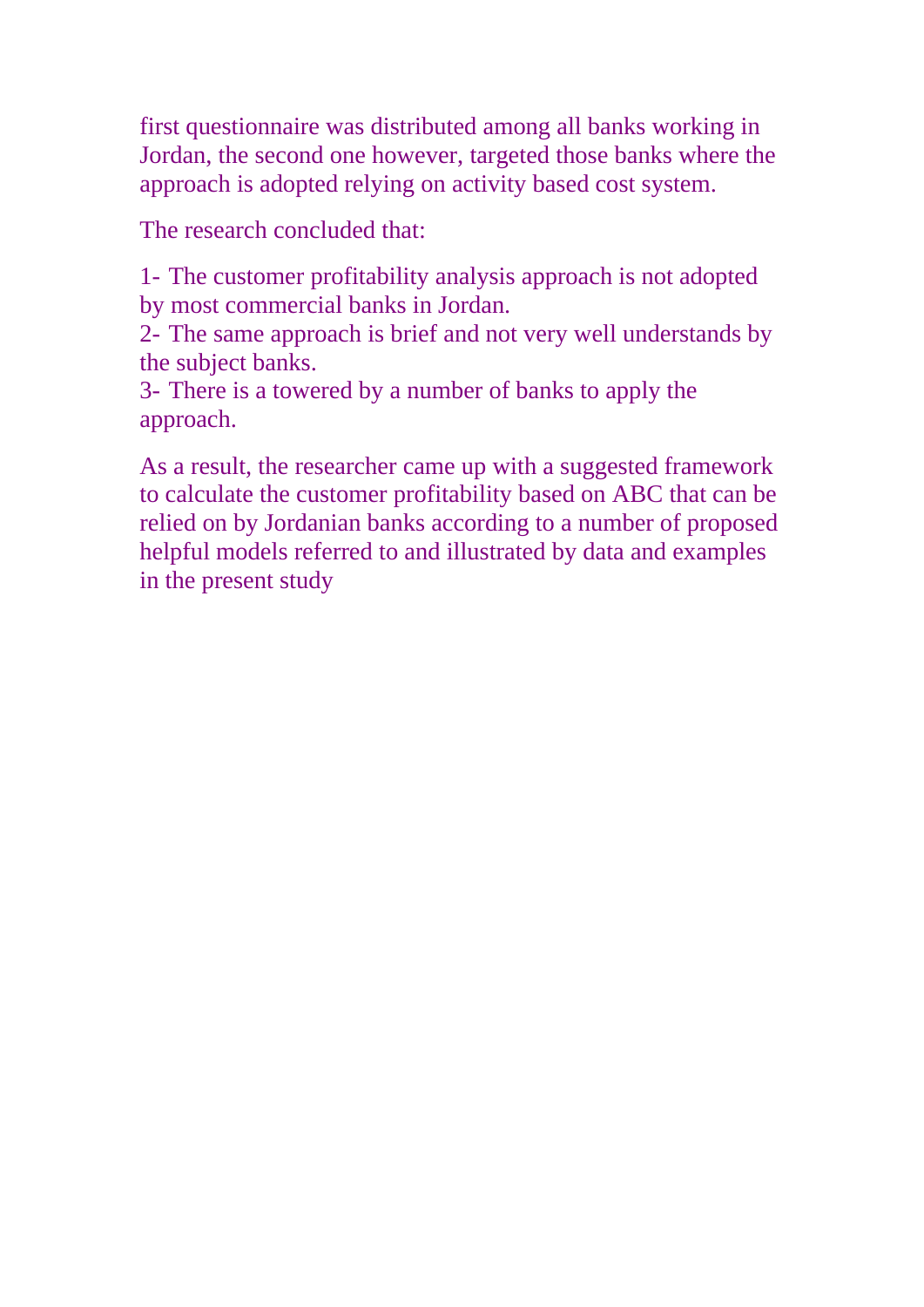first questionnaire was distributed among all banks working in Jordan, the second one however, targeted those banks where the approach is adopted relying on activity based cost system.

The research concluded that:

1- The customer profitability analysis approach is not adopted by most commercial banks in Jordan.
2- The same approach is brief and not very well understands by the subject banks.
3- There is a towered by a number of banks to apply the approach.

As a result, the researcher came up with a suggested framework to calculate the customer profitability based on ABC that can be relied on by Jordanian banks according to a number of proposed helpful models referred to and illustrated by data and examples in the present study